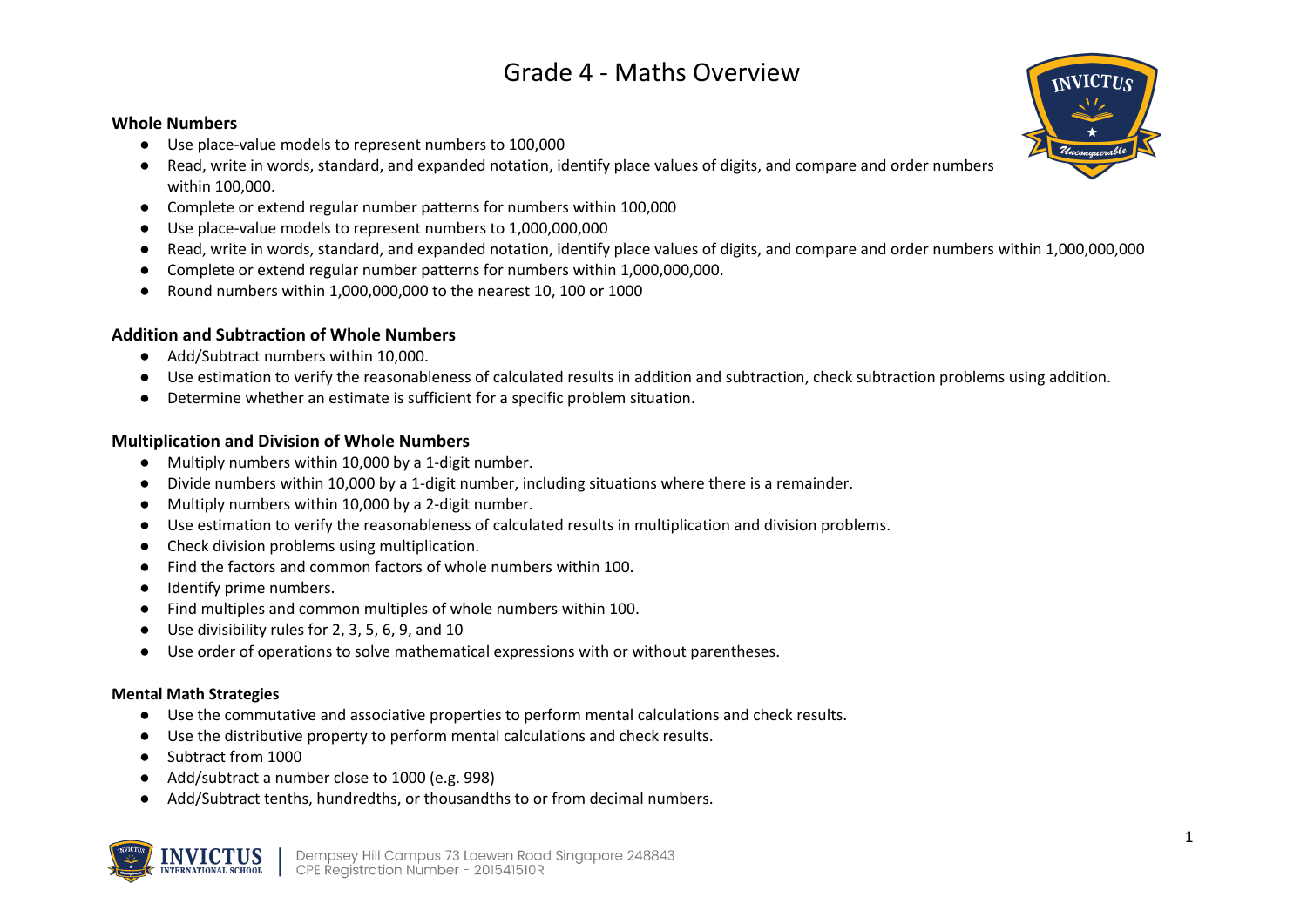# Grade 4 - Maths Overview

**Whole Numbers**

- Use place-value models to represent numbers to 100,000
- Read, write in words, standard, and expanded notation, identify place values of digits, and compare and order numbers within 100,000.
- Complete or extend regular number patterns for numbers within 100,000
- Use place-value models to represent numbers to 1,000,000,000
- Read, write in words, standard, and expanded notation, identify place values of digits, and compare and order numbers within 1,000,000,000
- Complete or extend regular number patterns for numbers within 1,000,000,000.
- Round numbers within 1,000,000,000 to the nearest 10, 100 or 1000

**Addition and Subtraction of Whole Numbers**

- Add/Subtract numbers within 10,000.
- Use estimation to verify the reasonableness of calculated results in addition and subtraction, check subtraction problems using addition.
- Determine whether an estimate is sufficient for a specific problem situation.

**Multiplication and Division of Whole Numbers**

- Multiply numbers within 10,000 by a 1-digit number.
- Divide numbers within 10,000 by a 1-digit number, including situations where there is a remainder.
- Multiply numbers within 10,000 by a 2-digit number.
- Use estimation to verify the reasonableness of calculated results in multiplication and division problems.
- Check division problems using multiplication.
- Find the factors and common factors of whole numbers within 100.
- Identify prime numbers.
- Find multiples and common multiples of whole numbers within 100.
- Use divisibility rules for 2, 3, 5, 6, 9, and 10
- Use order of operations to solve mathematical expressions with or without parentheses.

**Mental Math Strategies**

- Use the commutative and associative properties to perform mental calculations and check results.
- Use the distributive property to perform mental calculations and check results.
- Subtract from 1000
- Add/subtract a number close to 1000 (e.g. 998)
- Add/Subtract tenths, hundredths, or thousandths to or from decimal numbers.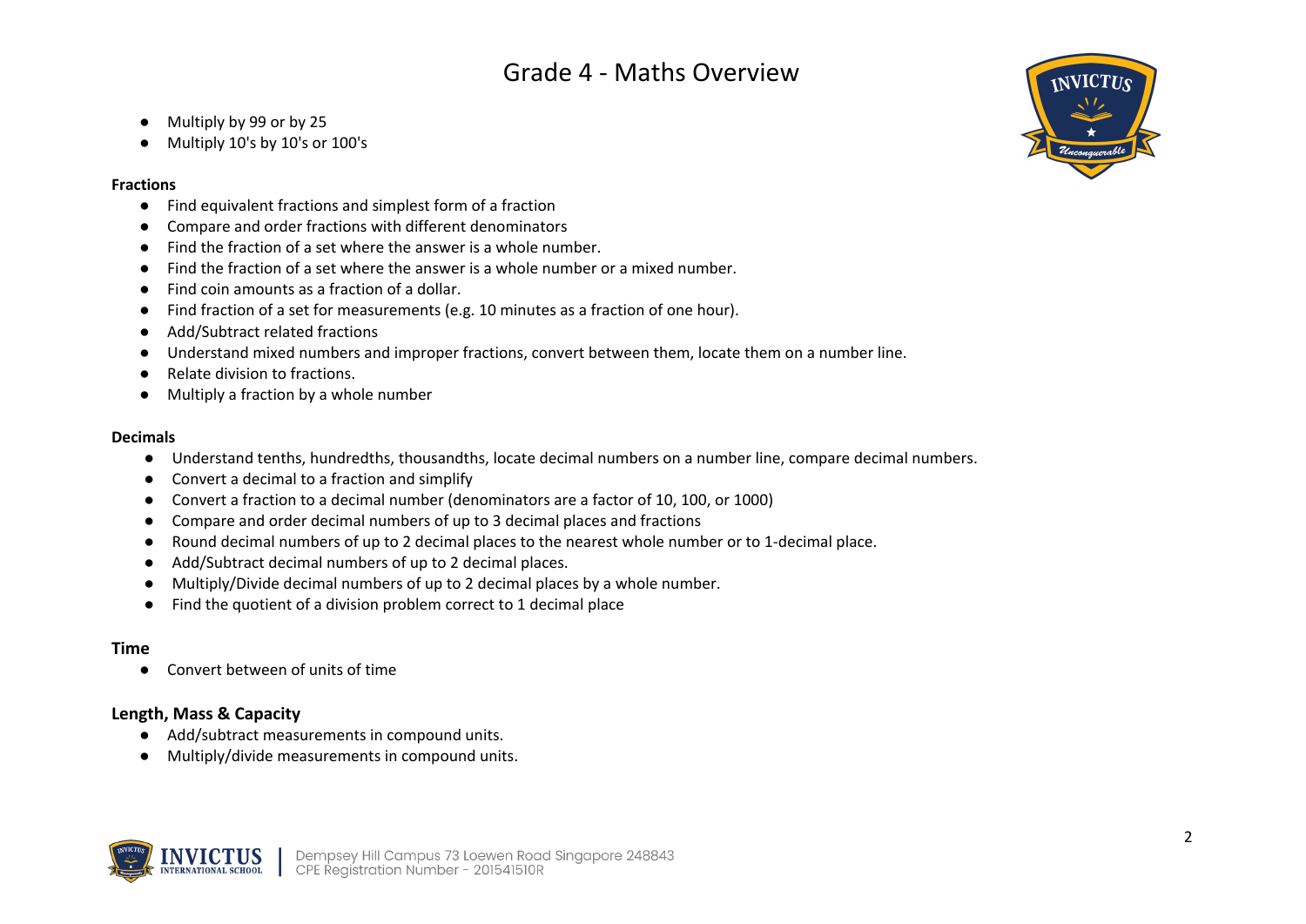- Multiply by 99 or by 25
- Multiply 10's by 10's or 100's

**Fractions**

- Find equivalent fractions and simplest form of a fraction
- Compare and order fractions with different denominators
- Find the fraction of a set where the answer is a whole number.
- Find the fraction of a set where the answer is a whole number or a mixed number.
- Find coin amounts as a fraction of a dollar.
- Find fraction of a set for measurements (e.g. 10 minutes as a fraction of one hour).
- Add/Subtract related fractions
- Understand mixed numbers and improper fractions, convert between them, locate them on a number line.
- Relate division to fractions.
- Multiply a fraction by a whole number

**Decimals**

- Understand tenths, hundredths, thousandths, locate decimal numbers on a number line, compare decimal numbers.
- Convert a decimal to a fraction and simplify
- Convert a fraction to a decimal number (denominators are a factor of 10, 100, or 1000)
- Compare and order decimal numbers of up to 3 decimal places and fractions
- Round decimal numbers of up to 2 decimal places to the nearest whole number or to 1-decimal place.
- Add/Subtract decimal numbers of up to 2 decimal places.
- Multiply/Divide decimal numbers of up to 2 decimal places by a whole number.
- Find the quotient of a division problem correct to 1 decimal place

**Time**

- Convert between of units of time

**Length, Mass & Capacity**

- Add/subtract measurements in compound units.
- Multiply/divide measurements in compound units.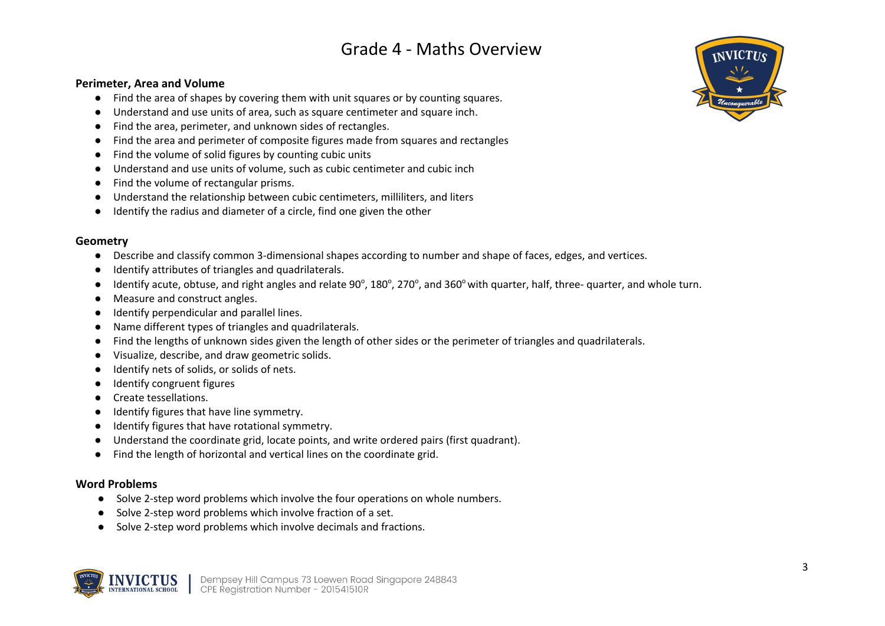# Grade 4 - Maths Overview

**Perimeter, Area and Volume**

- Find the area of shapes by covering them with unit squares or by counting squares.
- Understand and use units of area, such as square centimeter and square inch.
- Find the area, perimeter, and unknown sides of rectangles.
- Find the area and perimeter of composite figures made from squares and rectangles
- Find the volume of solid figures by counting cubic units
- Understand and use units of volume, such as cubic centimeter and cubic inch
- Find the volume of rectangular prisms.
- Understand the relationship between cubic centimeters, milliliters, and liters
- Identify the radius and diameter of a circle, find one given the other

**Geometry**

- Describe and classify common 3-dimensional shapes according to number and shape of faces, edges, and vertices.
- Identify attributes of triangles and quadrilaterals.
- Identify acute, obtuse, and right angles and relate $90^{\circ}$, $180^{\circ}$, $270^{\circ}$, and $360^{\circ}$ with quarter, half, three- quarter, and whole turn.
- Measure and construct angles.
- Identify perpendicular and parallel lines.
- Name different types of triangles and quadrilaterals.
- Find the lengths of unknown sides given the length of other sides or the perimeter of triangles and quadrilaterals.
- Visualize, describe, and draw geometric solids.
- Identify nets of solids, or solids of nets.
- Identify congruent figures
- Create tessellations.
- Identify figures that have line symmetry.
- Identify figures that have rotational symmetry.
- Understand the coordinate grid, locate points, and write ordered pairs (first quadrant).
- Find the length of horizontal and vertical lines on the coordinate grid.

**Word Problems**

- Solve 2-step word problems which involve the four operations on whole numbers.
- Solve 2-step word problems which involve fraction of a set.
- Solve 2-step word problems which involve decimals and fractions.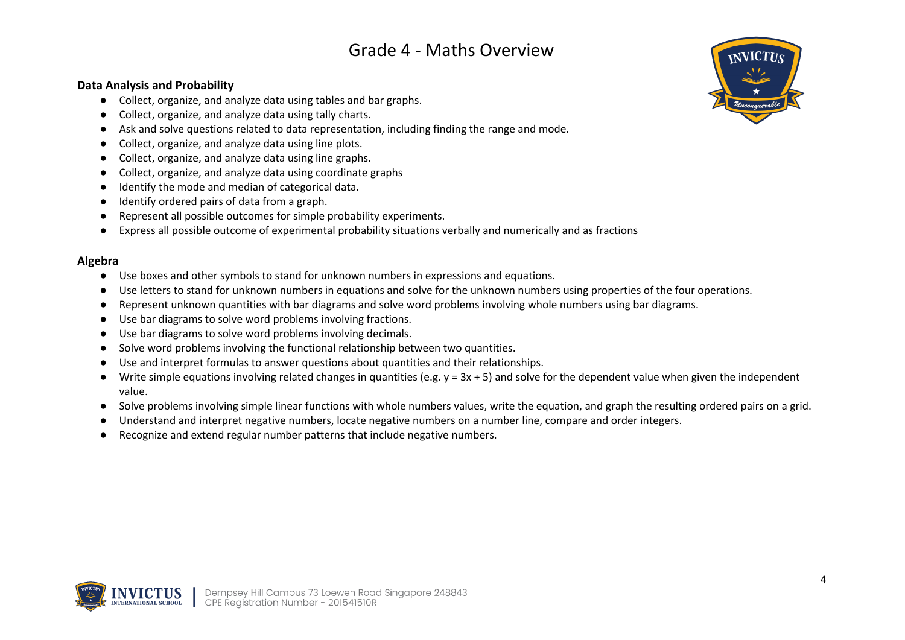# Grade 4 - Maths Overview

**Data Analysis and Probability**

- Collect, organize, and analyze data using tables and bar graphs.
- Collect, organize, and analyze data using tally charts.
- Ask and solve questions related to data representation, including finding the range and mode.
- Collect, organize, and analyze data using line plots.
- Collect, organize, and analyze data using line graphs.
- Collect, organize, and analyze data using coordinate graphs
- Identify the mode and median of categorical data.
- Identify ordered pairs of data from a graph.
- Represent all possible outcomes for simple probability experiments.
- Express all possible outcome of experimental probability situations verbally and numerically and as fractions

**Algebra**

- Use boxes and other symbols to stand for unknown numbers in expressions and equations.
- Use letters to stand for unknown numbers in equations and solve for the unknown numbers using properties of the four operations.
- Represent unknown quantities with bar diagrams and solve word problems involving whole numbers using bar diagrams.
- Use bar diagrams to solve word problems involving fractions.
- Use bar diagrams to solve word problems involving decimals.
- Solve word problems involving the functional relationship between two quantities.
- Use and interpret formulas to answer questions about quantities and their relationships.
- Write simple equations involving related changes in quantities (e.g. $y = 3x + 5$) and solve for the dependent value when given the independent value.
- Solve problems involving simple linear functions with whole numbers values, write the equation, and graph the resulting ordered pairs on a grid.
- Understand and interpret negative numbers, locate negative numbers on a number line, compare and order integers.
- Recognize and extend regular number patterns that include negative numbers.